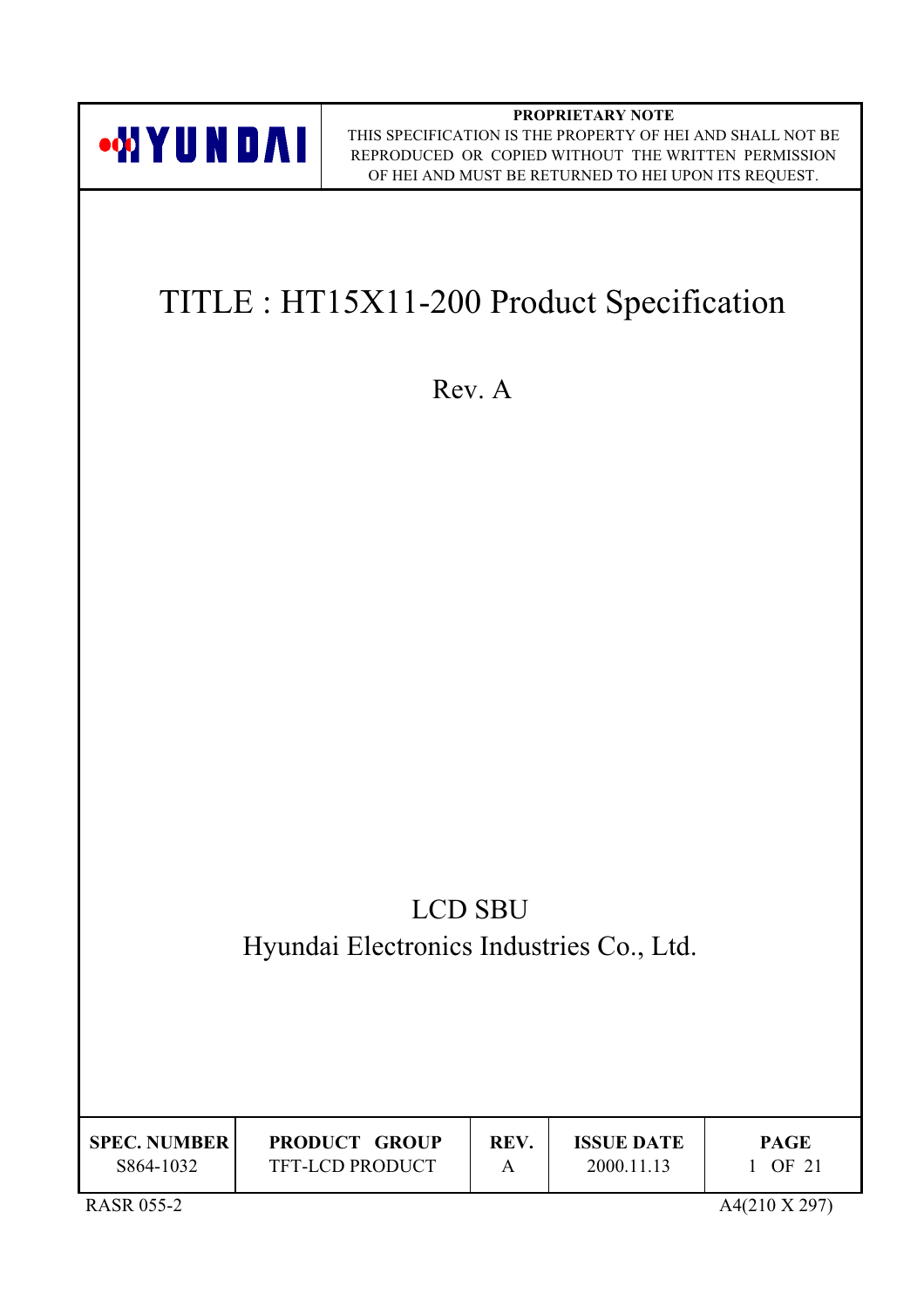HYUNDAI

**PROPRIETARY NOTE**

THIS SPECIFICATION IS THE PROPERTY OF HEI AND SHALL NOT BE REPRODUCED OR COPIED WITHOUT THE WRITTEN PERMISSION OF HEI AND MUST BE RETURNED TO HEI UPON ITS REQUEST.

# TITLE : HT15X11-200 Product Specification

Rev. A

LCD SBU

Hyundai Electronics Industries Co., Ltd.

| SPEC. NUMBER | PRODUCT GROUP | REV. | ISSUE DATE | PAGE |
|---|---|---|---|---|
| S864-1032 | TFT-LCD PRODUCT | A | 2000.11.13 | 1 OF 21 |

RASR 055-2

A4(210 X 297)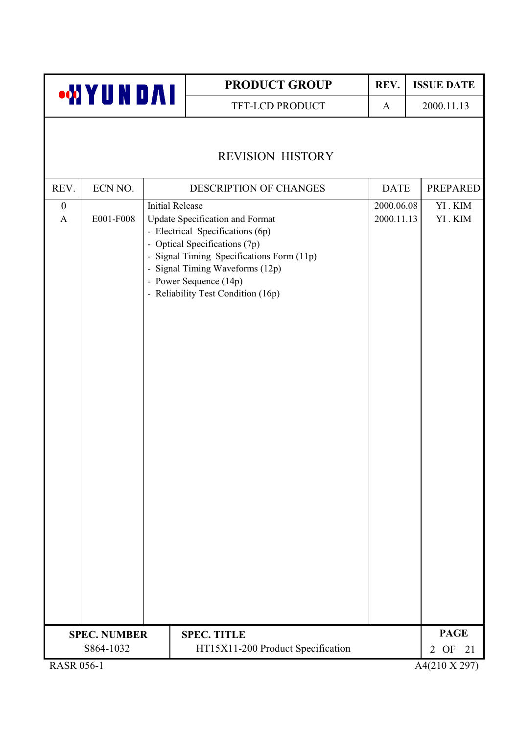# REVISION HISTORY

| REV. | ECN NO. | DESCRIPTION OF CHANGES | DATE | PREPARED |
|---|---|---|---|---|
| 0 | | Initial Release | 2000.06.08 | YI . KIM |
| A | E001-F008 | Update Specification and Format<br>- Electrical Specifications (6p)<br>- Optical Specifications (7p)<br>- Signal Timing Specifications Form (11p)<br>- Signal Timing Waveforms (12p)<br>- Power Sequence (14p)<br>- Reliability Test Condition (16p) | 2000.11.13 | YI . KIM |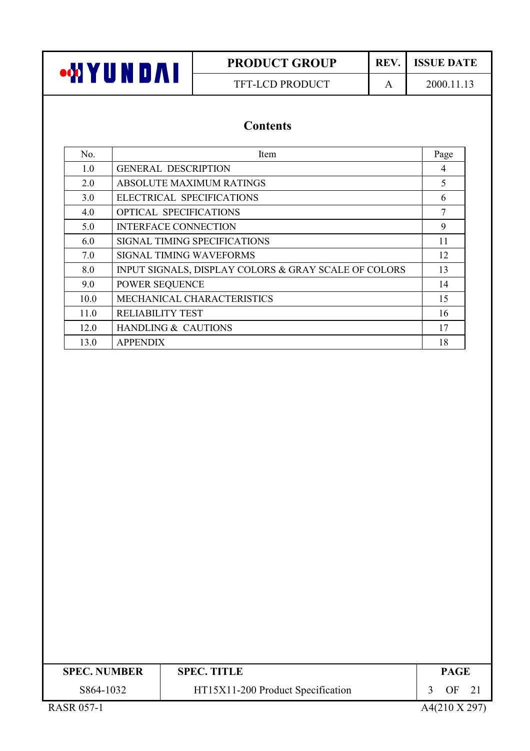## Contents

| No. | Item | Page |
|---|---|---|
| 1.0 | GENERAL DESCRIPTION | 4 |
| 2.0 | ABSOLUTE MAXIMUM RATINGS | 5 |
| 3.0 | ELECTRICAL SPECIFICATIONS | 6 |
| 4.0 | OPTICAL SPECIFICATIONS | 7 |
| 5.0 | INTERFACE CONNECTION | 9 |
| 6.0 | SIGNAL TIMING SPECIFICATIONS | 11 |
| 7.0 | SIGNAL TIMING WAVEFORMS | 12 |
| 8.0 | INPUT SIGNALS, DISPLAY COLORS & GRAY SCALE OF COLORS | 13 |
| 9.0 | POWER SEQUENCE | 14 |
| 10.0 | MECHANICAL CHARACTERISTICS | 15 |
| 11.0 | RELIABILITY TEST | 16 |
| 12.0 | HANDLING & CAUTIONS | 17 |
| 13.0 | APPENDIX | 18 |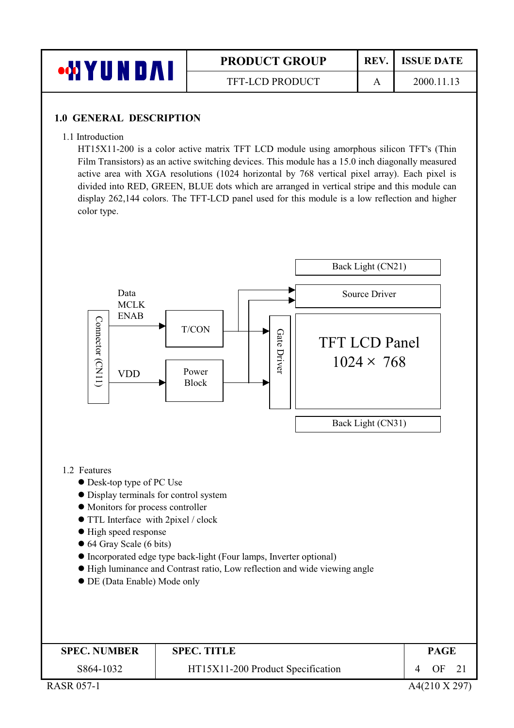## 1.0 GENERAL DESCRIPTION

1.1 Introduction

HT15X11-200 is a color active matrix TFT LCD module using amorphous silicon TFT's (Thin Film Transistors) as an active switching devices. This module has a 15.0 inch diagonally measured active area with XGA resolutions (1024 horizontal by 768 vertical pixel array). Each pixel is divided into RED, GREEN, BLUE dots which are arranged in vertical stripe and this module can display 262,144 colors. The TFT-LCD panel used for this module is a low reflection and higher color type.

Back Light (CN21)

Data
MCLK
ENAB

Source Driver

Connector (CN11)

T/CON

Gate Driver

TFT LCD Panel
1024 × 768

VDD

Power Block

Back Light (CN31)

1.2 Features

- Desk-top type of PC Use
- Display terminals for control system
- Monitors for process controller
- TTL Interface with 2pixel / clock
- High speed response
- 64 Gray Scale (6 bits)
- Incorporated edge type back-light (Four lamps, Inverter optional)
- High luminance and Contrast ratio, Low reflection and wide viewing angle
- DE (Data Enable) Mode only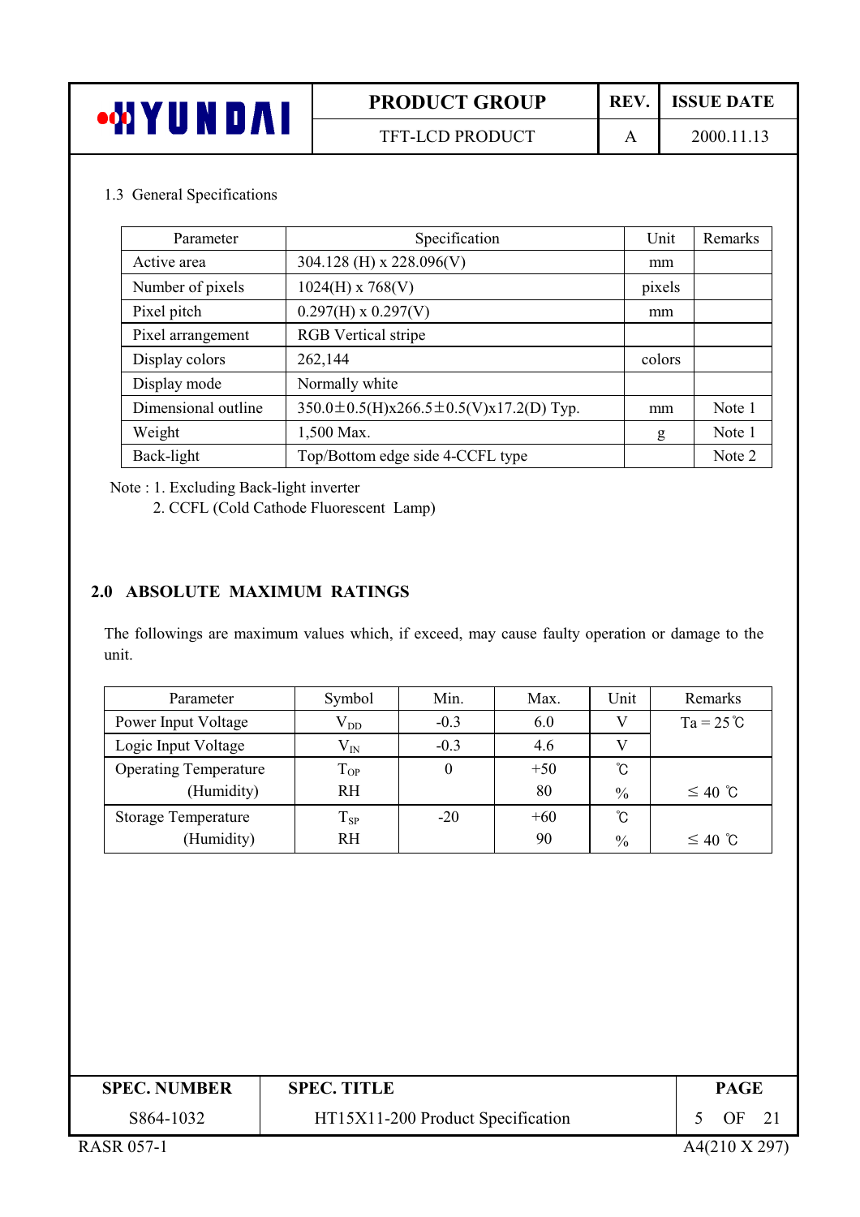### 1.3 General Specifications

| Parameter | Specification | Unit | Remarks |
|---|---|---|---|
| Active area | 304.128 (H) x 228.096(V) | mm | |
| Number of pixels | 1024(H) x 768(V) | pixels | |
| Pixel pitch | 0.297(H) x 0.297(V) | mm | |
| Pixel arrangement | RGB Vertical stripe | | |
| Display colors | 262,144 | colors | |
| Display mode | Normally white | | |
| Dimensional outline | 350.0±0.5(H)x266.5±0.5(V)x17.2(D) Typ. | mm | Note 1 |
| Weight | 1,500 Max. | g | Note 1 |
| Back-light | Top/Bottom edge side 4-CCFL type | | Note 2 |

Note : 1. Excluding Back-light inverter
2. CCFL (Cold Cathode Fluorescent Lamp)

## 2.0 ABSOLUTE MAXIMUM RATINGS

The followings are maximum values which, if exceed, may cause faulty operation or damage to the unit.

| Parameter | Symbol | Min. | Max. | Unit | Remarks |
|---|---|---|---|---|---|
| Power Input Voltage | $V_{DD}$ | -0.3 | 6.0 | V | Ta = 25 ℃ |
| Logic Input Voltage | $V_{IN}$ | -0.3 | 4.6 | V | |
| Operating Temperature | $T_{OP}$ | 0 | +50 | ℃ | |
| (Humidity) | RH | | 80 | % | ≤ 40 ℃ |
| Storage Temperature | $T_{SP}$ | -20 | +60 | ℃ | |
| (Humidity) | RH | | 90 | % | ≤ 40 ℃ |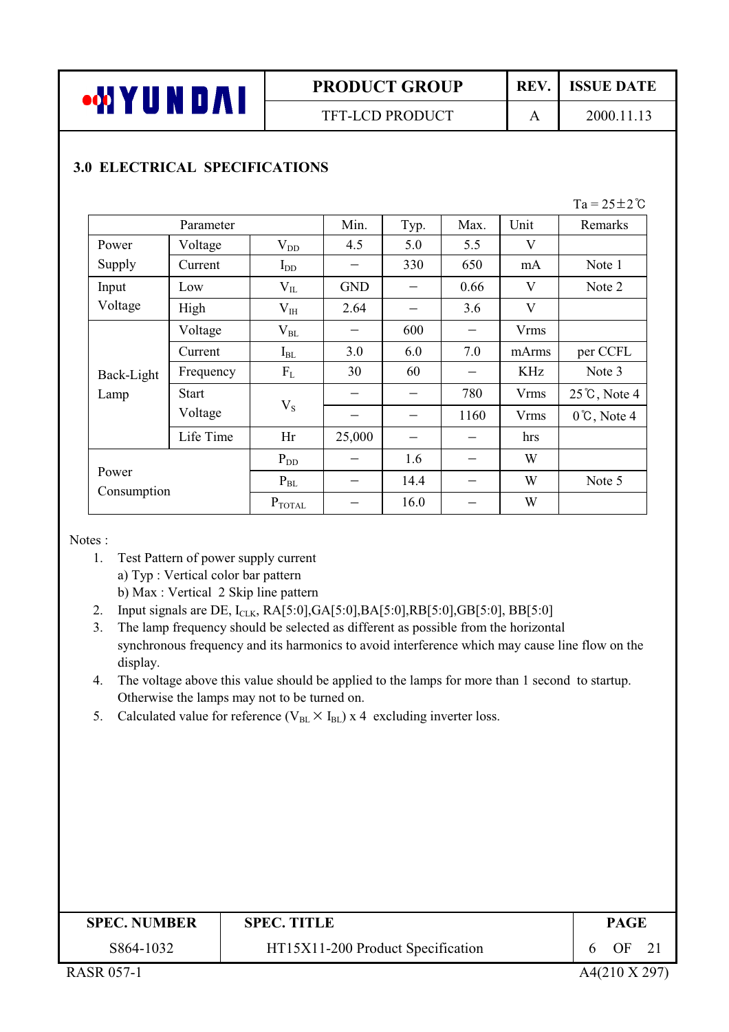## 3.0 ELECTRICAL SPECIFICATIONS

Ta = 25±2℃

| Parameter | | | Min. | Typ. | Max. | Unit | Remarks |
|---|---|---|---|---|---|---|---|
| Power Supply | Voltage | $V_{DD}$ | 4.5 | 5.0 | 5.5 | V | |
| | Current | $I_{DD}$ | – | 330 | 650 | mA | Note 1 |
| Input Voltage | Low | $V_{IL}$ | GND | – | 0.66 | V | Note 2 |
| | High | $V_{IH}$ | 2.64 | – | 3.6 | V | |
| Back-Light Lamp | Voltage | $V_{BL}$ | – | 600 | – | Vrms | |
| | Current | $I_{BL}$ | 3.0 | 6.0 | 7.0 | mArms | per CCFL |
| | Frequency | $F_L$ | 30 | 60 | – | KHz | Note 3 |
| | Start Voltage | $V_S$ | – | – | 780 | Vrms | 25℃, Note 4 |
| | | | – | – | 1160 | Vrms | 0℃, Note 4 |
| | Life Time | Hr | 25,000 | – | – | hrs | |
| Power Consumption | | $P_{DD}$ | – | 1.6 | – | W | |
| | | $P_{BL}$ | – | 14.4 | – | W | Note 5 |
| | | $P_{TOTAL}$ | – | 16.0 | – | W | |

Notes :

1. Test Pattern of power supply current
   a) Typ : Vertical color bar pattern
   b) Max : Vertical 2 Skip line pattern
2. Input signals are DE, $I_{CLK}$, RA[5:0],GA[5:0],BA[5:0],RB[5:0],GB[5:0], BB[5:0]
3. The lamp frequency should be selected as different as possible from the horizontal synchronous frequency and its harmonics to avoid interference which may cause line flow on the display.
4. The voltage above this value should be applied to the lamps for more than 1 second to startup. Otherwise the lamps may not to be turned on.
5. Calculated value for reference ($V_{BL} \times I_{BL}$) x 4 excluding inverter loss.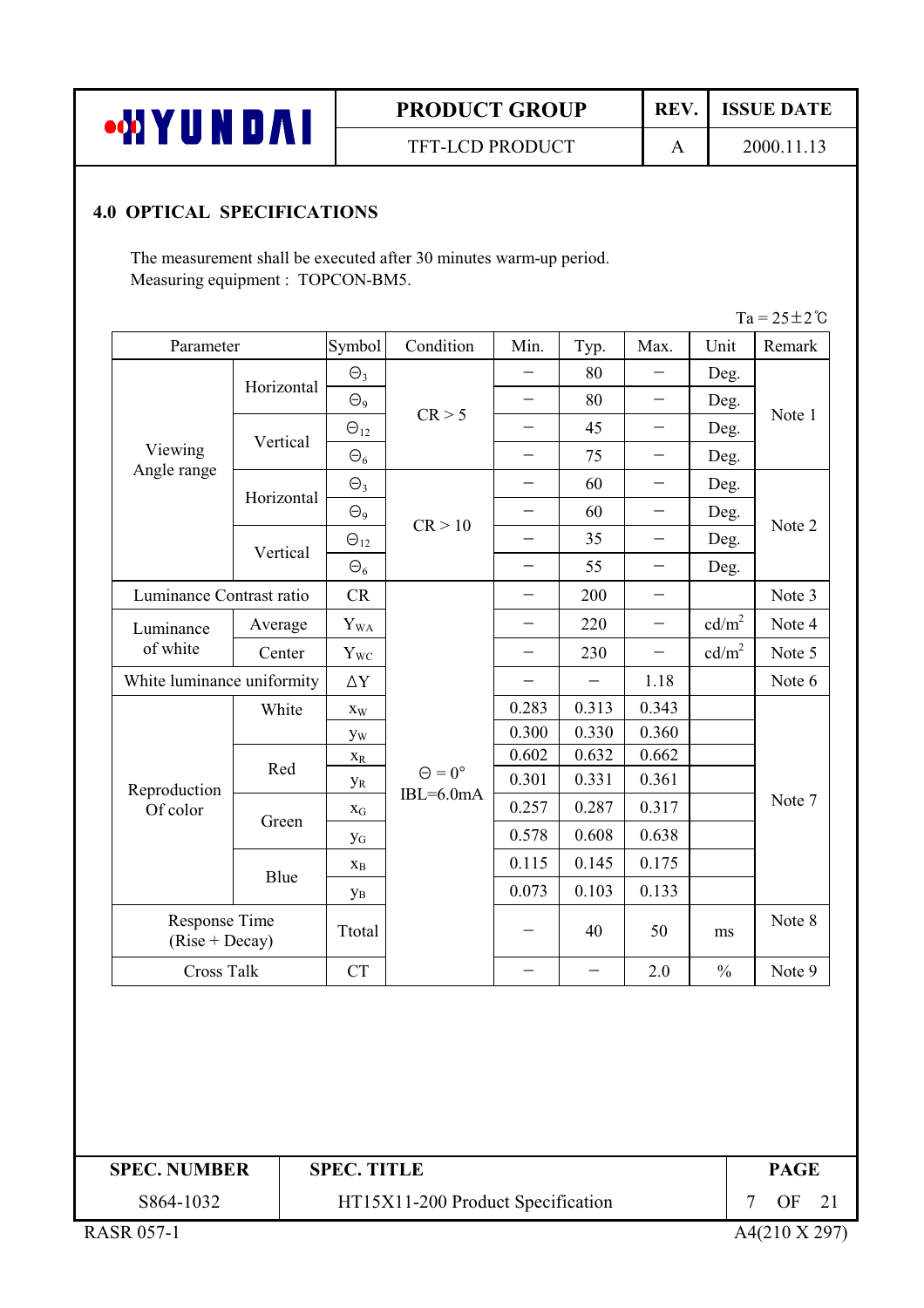## 4.0 OPTICAL SPECIFICATIONS

The measurement shall be executed after 30 minutes warm-up period.
Measuring equipment : TOPCON-BM5.

Ta = 25±2℃

| Parameter | | Symbol | Condition | Min. | Typ. | Max. | Unit | Remark |
|---|---|---|---|---|---|---|---|---|
| Viewing Angle range | Horizontal | $\Theta_3$ | CR > 5 | – | 80 | – | Deg. | Note 1 |
| | | $\Theta_9$ | | – | 80 | – | Deg. | |
| | Vertical | $\Theta_{12}$ | | – | 45 | – | Deg. | |
| | | $\Theta_6$ | | – | 75 | – | Deg. | |
| | Horizontal | $\Theta_3$ | CR > 10 | – | 60 | – | Deg. | Note 2 |
| | | $\Theta_9$ | | – | 60 | – | Deg. | |
| | Vertical | $\Theta_{12}$ | | – | 35 | – | Deg. | |
| | | $\Theta_6$ | | – | 55 | – | Deg. | |
| Luminance Contrast ratio | | CR | $\Theta = 0°$ IBL=6.0mA | – | 200 | – | | Note 3 |
| Luminance of white | Average | $Y_{WA}$ | | – | 220 | – | $cd/m^2$ | Note 4 |
| | Center | $Y_{WC}$ | | – | 230 | – | $cd/m^2$ | Note 5 |
| White luminance uniformity | | $\Delta Y$ | | – | – | 1.18 | | Note 6 |
| Reproduction Of color | White | $x_W$ | | 0.283 | 0.313 | 0.343 | | Note 7 |
| | | $y_W$ | | 0.300 | 0.330 | 0.360 | | |
| | Red | $x_R$ | | 0.602 | 0.632 | 0.662 | | |
| | | $y_R$ | | 0.301 | 0.331 | 0.361 | | |
| | Green | $x_G$ | | 0.257 | 0.287 | 0.317 | | |
| | | $y_G$ | | 0.578 | 0.608 | 0.638 | | |
| | Blue | $x_B$ | | 0.115 | 0.145 | 0.175 | | |
| | | $y_B$ | | 0.073 | 0.103 | 0.133 | | |
| Response Time (Rise + Decay) | | Ttotal | | – | 40 | 50 | ms | Note 8 |
| Cross Talk | | CT | | – | – | 2.0 | % | Note 9 |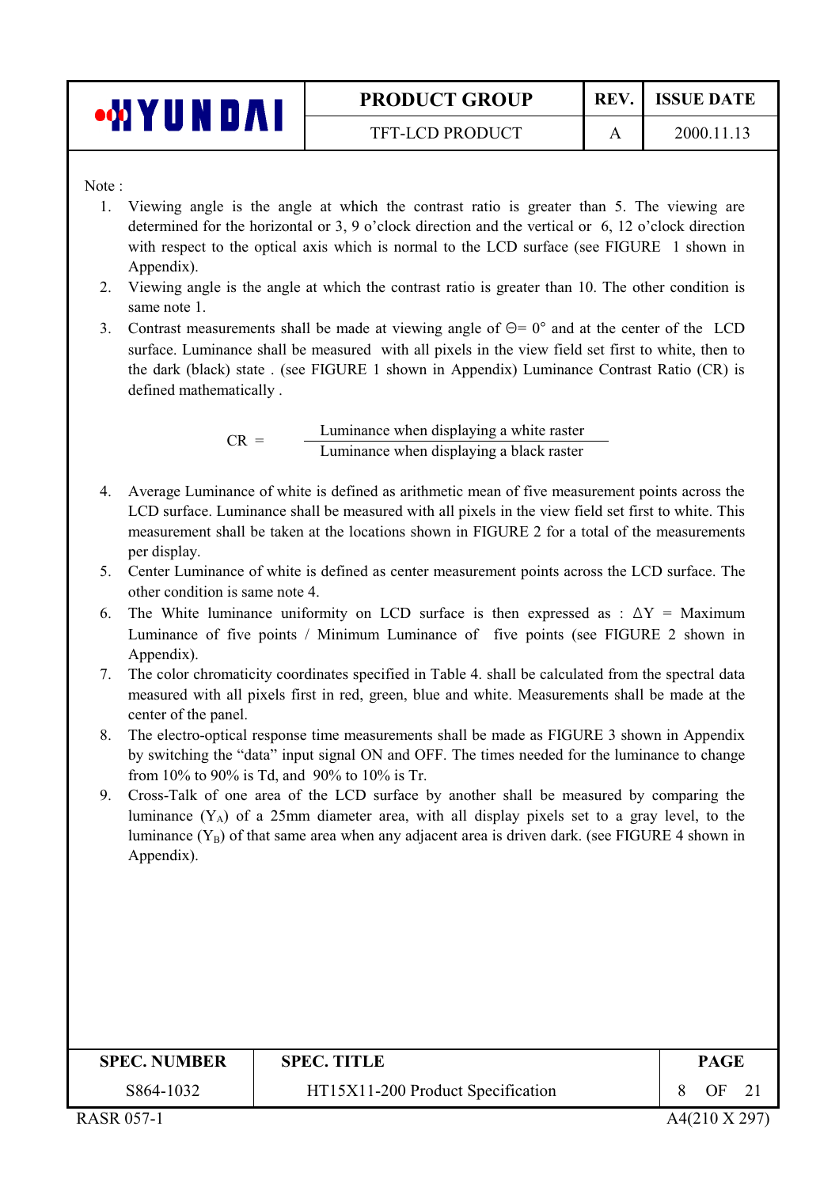Note :

1. Viewing angle is the angle at which the contrast ratio is greater than 5. The viewing are determined for the horizontal or 3, 9 o'clock direction and the vertical or 6, 12 o'clock direction with respect to the optical axis which is normal to the LCD surface (see FIGURE 1 shown in Appendix).
2. Viewing angle is the angle at which the contrast ratio is greater than 10. The other condition is same note 1.
3. Contrast measurements shall be made at viewing angle of $\Theta = 0°$ and at the center of the LCD surface. Luminance shall be measured with all pixels in the view field set first to white, then to the dark (black) state . (see FIGURE 1 shown in Appendix) Luminance Contrast Ratio (CR) is defined mathematically .

$$CR = \frac{\text{Luminance when displaying a white raster}}{\text{Luminance when displaying a black raster}}$$

4. Average Luminance of white is defined as arithmetic mean of five measurement points across the LCD surface. Luminance shall be measured with all pixels in the view field set first to white. This measurement shall be taken at the locations shown in FIGURE 2 for a total of the measurements per display.
5. Center Luminance of white is defined as center measurement points across the LCD surface. The other condition is same note 4.
6. The White luminance uniformity on LCD surface is then expressed as : $\Delta Y$ = Maximum Luminance of five points / Minimum Luminance of five points (see FIGURE 2 shown in Appendix).
7. The color chromaticity coordinates specified in Table 4. shall be calculated from the spectral data measured with all pixels first in red, green, blue and white. Measurements shall be made at the center of the panel.
8. The electro-optical response time measurements shall be made as FIGURE 3 shown in Appendix by switching the "data" input signal ON and OFF. The times needed for the luminance to change from 10% to 90% is Td, and 90% to 10% is Tr.
9. Cross-Talk of one area of the LCD surface by another shall be measured by comparing the luminance ($Y_A$) of a 25mm diameter area, with all display pixels set to a gray level, to the luminance ($Y_B$) of that same area when any adjacent area is driven dark. (see FIGURE 4 shown in Appendix).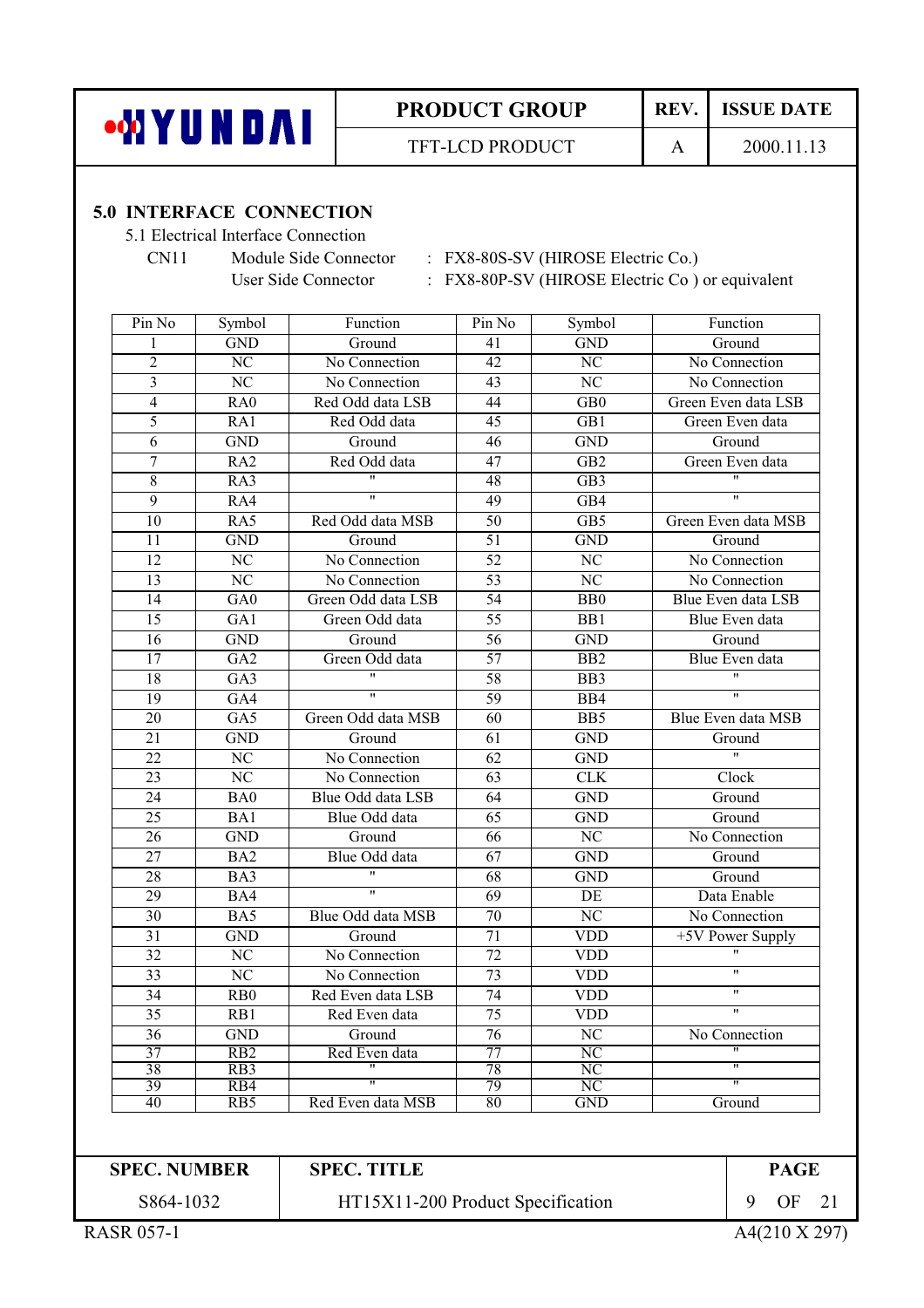## 5.0 INTERFACE CONNECTION

5.1 Electrical Interface Connection

CN11 Module Side Connector : FX8-80S-SV (HIROSE Electric Co.)

User Side Connector : FX8-80P-SV (HIROSE Electric Co ) or equivalent

| Pin No | Symbol | Function | Pin No | Symbol | Function |
|---|---|---|---|---|---|
| 1 | GND | Ground | 41 | GND | Ground |
| 2 | NC | No Connection | 42 | NC | No Connection |
| 3 | NC | No Connection | 43 | NC | No Connection |
| 4 | RA0 | Red Odd data LSB | 44 | GB0 | Green Even data LSB |
| 5 | RA1 | Red Odd data | 45 | GB1 | Green Even data |
| 6 | GND | Ground | 46 | GND | Ground |
| 7 | RA2 | Red Odd data | 47 | GB2 | Green Even data |
| 8 | RA3 | " | 48 | GB3 | " |
| 9 | RA4 | " | 49 | GB4 | " |
| 10 | RA5 | Red Odd data MSB | 50 | GB5 | Green Even data MSB |
| 11 | GND | Ground | 51 | GND | Ground |
| 12 | NC | No Connection | 52 | NC | No Connection |
| 13 | NC | No Connection | 53 | NC | No Connection |
| 14 | GA0 | Green Odd data LSB | 54 | BB0 | Blue Even data LSB |
| 15 | GA1 | Green Odd data | 55 | BB1 | Blue Even data |
| 16 | GND | Ground | 56 | GND | Ground |
| 17 | GA2 | Green Odd data | 57 | BB2 | Blue Even data |
| 18 | GA3 | " | 58 | BB3 | " |
| 19 | GA4 | " | 59 | BB4 | " |
| 20 | GA5 | Green Odd data MSB | 60 | BB5 | Blue Even data MSB |
| 21 | GND | Ground | 61 | GND | Ground |
| 22 | NC | No Connection | 62 | GND | " |
| 23 | NC | No Connection | 63 | CLK | Clock |
| 24 | BA0 | Blue Odd data LSB | 64 | GND | Ground |
| 25 | BA1 | Blue Odd data | 65 | GND | Ground |
| 26 | GND | Ground | 66 | NC | No Connection |
| 27 | BA2 | Blue Odd data | 67 | GND | Ground |
| 28 | BA3 | " | 68 | GND | Ground |
| 29 | BA4 | " | 69 | DE | Data Enable |
| 30 | BA5 | Blue Odd data MSB | 70 | NC | No Connection |
| 31 | GND | Ground | 71 | VDD | +5V Power Supply |
| 32 | NC | No Connection | 72 | VDD | " |
| 33 | NC | No Connection | 73 | VDD | " |
| 34 | RB0 | Red Even data LSB | 74 | VDD | " |
| 35 | RB1 | Red Even data | 75 | VDD | " |
| 36 | GND | Ground | 76 | NC | No Connection |
| 37 | RB2 | Red Even data | 77 | NC | " |
| 38 | RB3 | " | 78 | NC | " |
| 39 | RB4 | " | 79 | NC | " |
| 40 | RB5 | Red Even data MSB | 80 | GND | Ground |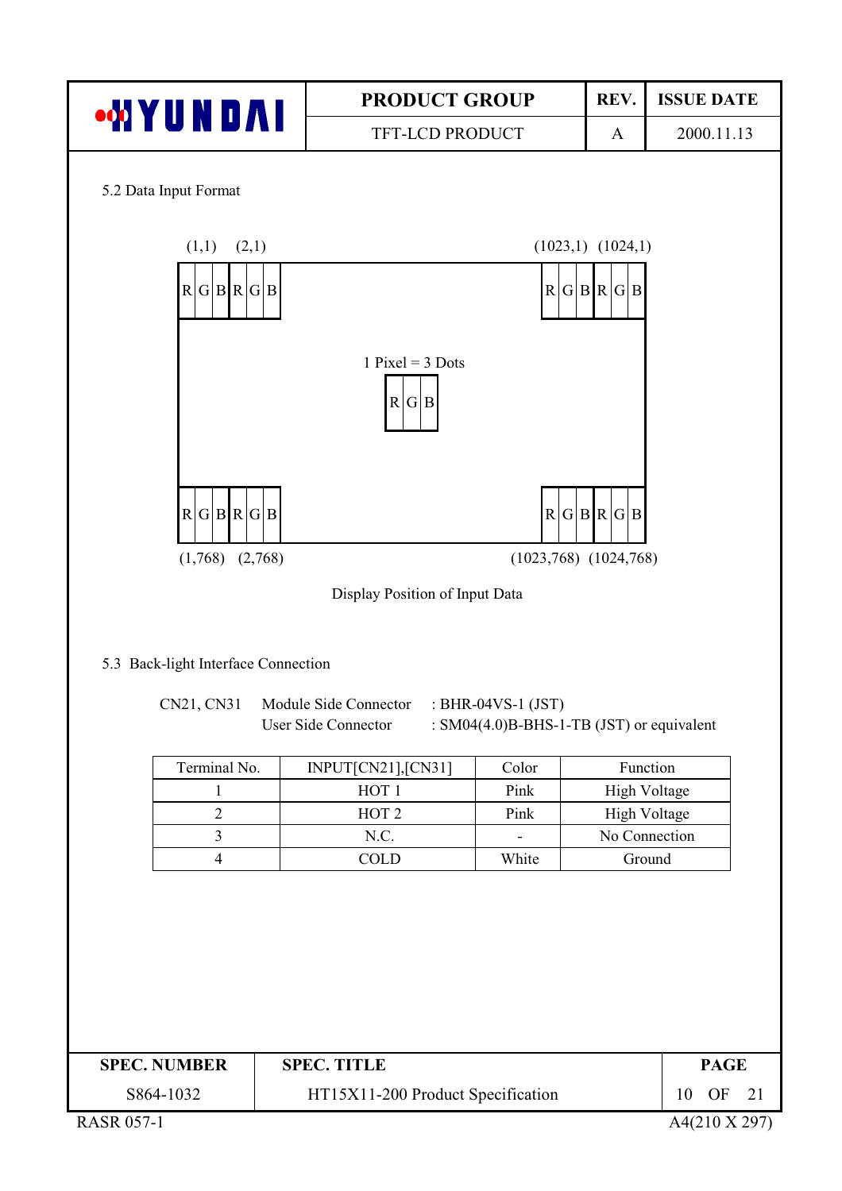5.2 Data Input Format

(1,1) (2,1) (1023,1) (1024,1)

R G B R G B ... R G B R G B

1 Pixel = 3 Dots

R G B

R G B R G B ... R G B R G B

(1,768) (2,768) (1023,768) (1024,768)

Display Position of Input Data

5.3 Back-light Interface Connection

CN21, CN31 Module Side Connector : BHR-04VS-1 (JST)
User Side Connector : SM04(4.0)B-BHS-1-TB (JST) or equivalent

| Terminal No. | INPUT[CN21],[CN31] | Color | Function |
|---|---|---|---|
| 1 | HOT 1 | Pink | High Voltage |
| 2 | HOT 2 | Pink | High Voltage |
| 3 | N.C. | - | No Connection |
| 4 | COLD | White | Ground |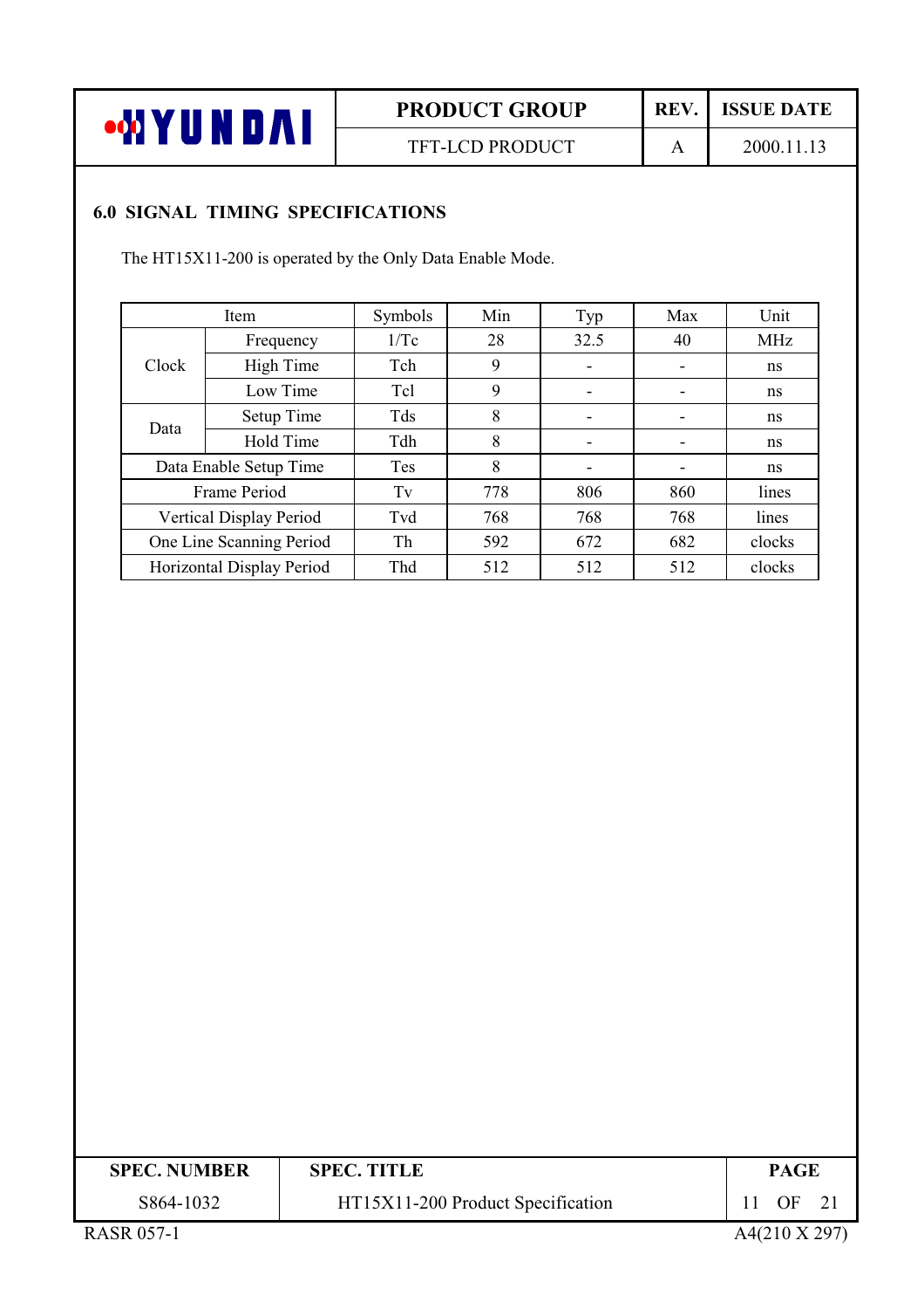## 6.0 SIGNAL TIMING SPECIFICATIONS

The HT15X11-200 is operated by the Only Data Enable Mode.

| Item | | Symbols | Min | Typ | Max | Unit |
|---|---|---|---|---|---|---|
| Clock | Frequency | 1/Tc | 28 | 32.5 | 40 | MHz |
| | High Time | Tch | 9 | - | - | ns |
| | Low Time | Tcl | 9 | - | - | ns |
| Data | Setup Time | Tds | 8 | - | - | ns |
| | Hold Time | Tdh | 8 | - | - | ns |
| Data Enable Setup Time | | Tes | 8 | - | - | ns |
| Frame Period | | Tv | 778 | 806 | 860 | lines |
| Vertical Display Period | | Tvd | 768 | 768 | 768 | lines |
| One Line Scanning Period | | Th | 592 | 672 | 682 | clocks |
| Horizontal Display Period | | Thd | 512 | 512 | 512 | clocks |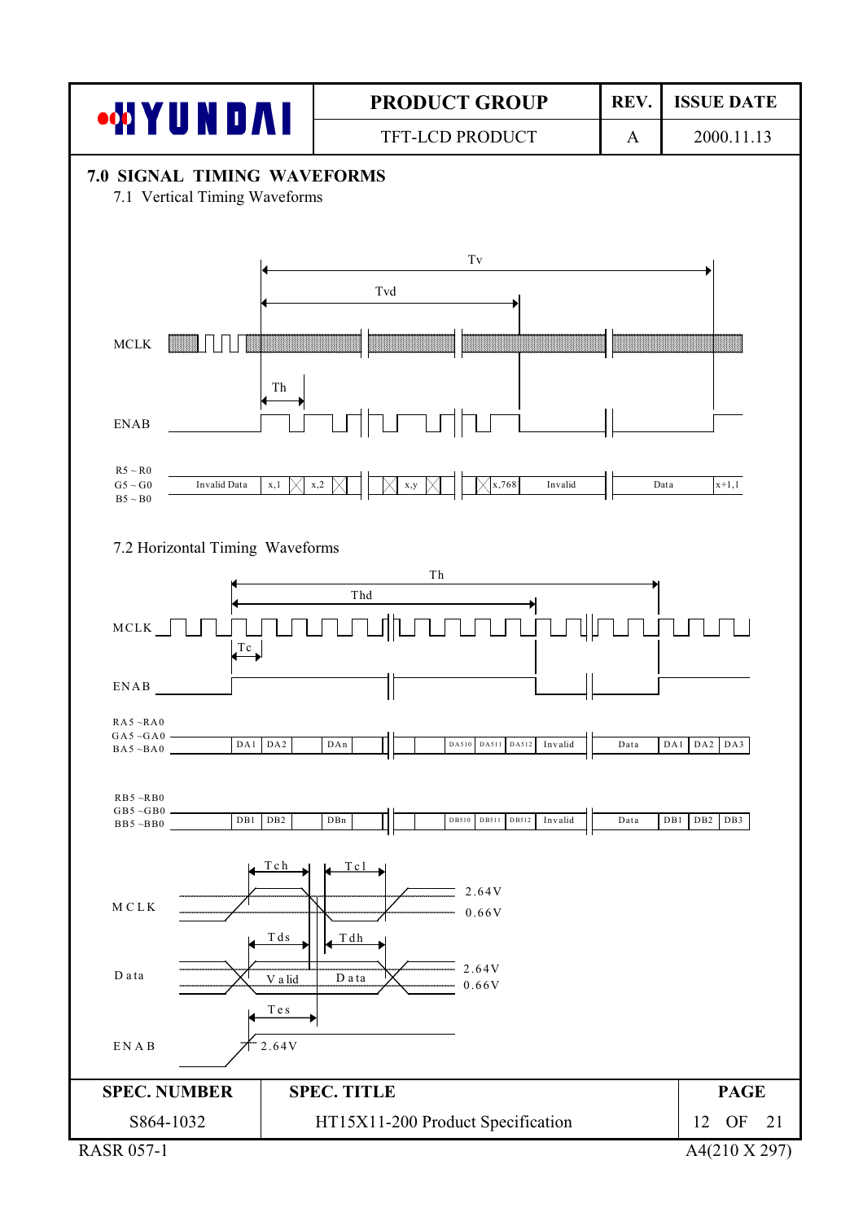# 7.0 SIGNAL TIMING WAVEFORMS

## 7.1 Vertical Timing Waveforms

Tv

Tvd

MCLK

Th

ENAB

R5 ~ R0
G5 ~ G0
B5 ~ B0

Invalid Data | x,1 | x,2 | x,y | x,768 | Invalid | Data | x+1,1

## 7.2 Horizontal Timing Waveforms

Th

Thd

MCLK

Tc

ENAB

RA5 ~RA0
GA5 ~GA0
BA5 ~BA0

DA1 | DA2 | DAn | DA510 | DA511 | DA512 | Invalid | Data | DA1 | DA2 | DA3

RB5 ~RB0
GB5 ~GB0
BB5 ~BB0

DB1 | DB2 | DBn | DB510 | DB511 | DB512 | Invalid | Data | DB1 | DB2 | DB3

MCLK: Tch, Tcl, 2.64V, 0.66V

Data: Tds, Tdh, Valid Data, 2.64V, 0.66V

ENAB: Tes, 2.64V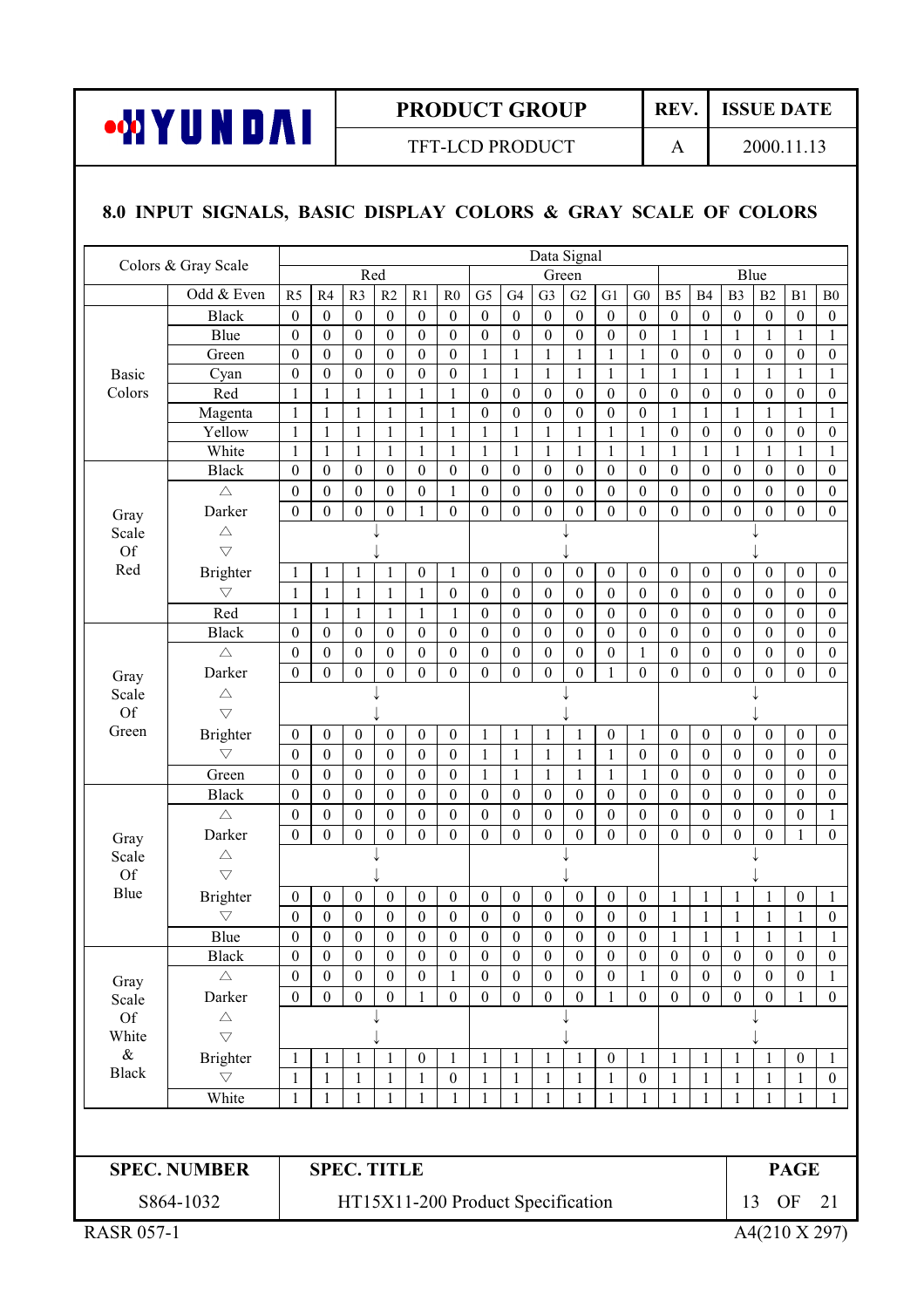## 8.0 INPUT SIGNALS, BASIC DISPLAY COLORS & GRAY SCALE OF COLORS

| Colors & Gray Scale | | Data Signal | | | | | | | | | | | | | | | | | |
|---|---|---|---|---|---|---|---|---|---|---|---|---|---|---|---|---|---|---|---|
| | | Red | | | | | | Green | | | | | | Blue | | | | | |
| | Odd & Even | R5 | R4 | R3 | R2 | R1 | R0 | G5 | G4 | G3 | G2 | G1 | G0 | B5 | B4 | B3 | B2 | B1 | B0 |
| Basic Colors | Black | 0 | 0 | 0 | 0 | 0 | 0 | 0 | 0 | 0 | 0 | 0 | 0 | 0 | 0 | 0 | 0 | 0 | 0 |
| | Blue | 0 | 0 | 0 | 0 | 0 | 0 | 0 | 0 | 0 | 0 | 0 | 0 | 1 | 1 | 1 | 1 | 1 | 1 |
| | Green | 0 | 0 | 0 | 0 | 0 | 0 | 1 | 1 | 1 | 1 | 1 | 1 | 0 | 0 | 0 | 0 | 0 | 0 |
| | Cyan | 0 | 0 | 0 | 0 | 0 | 0 | 1 | 1 | 1 | 1 | 1 | 1 | 1 | 1 | 1 | 1 | 1 | 1 |
| | Red | 1 | 1 | 1 | 1 | 1 | 1 | 0 | 0 | 0 | 0 | 0 | 0 | 0 | 0 | 0 | 0 | 0 | 0 |
| | Magenta | 1 | 1 | 1 | 1 | 1 | 1 | 0 | 0 | 0 | 0 | 0 | 0 | 1 | 1 | 1 | 1 | 1 | 1 |
| | Yellow | 1 | 1 | 1 | 1 | 1 | 1 | 1 | 1 | 1 | 1 | 1 | 1 | 0 | 0 | 0 | 0 | 0 | 0 |
| | White | 1 | 1 | 1 | 1 | 1 | 1 | 1 | 1 | 1 | 1 | 1 | 1 | 1 | 1 | 1 | 1 | 1 | 1 |
| Gray Scale Of Red | Black | 0 | 0 | 0 | 0 | 0 | 0 | 0 | 0 | 0 | 0 | 0 | 0 | 0 | 0 | 0 | 0 | 0 | 0 |
| | △ | 0 | 0 | 0 | 0 | 0 | 1 | 0 | 0 | 0 | 0 | 0 | 0 | 0 | 0 | 0 | 0 | 0 | 0 |
| | Darker | 0 | 0 | 0 | 0 | 1 | 0 | 0 | 0 | 0 | 0 | 0 | 0 | 0 | 0 | 0 | 0 | 0 | 0 |
| | △ | ↓ | | | | | | ↓ | | | | | | ↓ | | | | | |
| | ▽ | ↓ | | | | | | ↓ | | | | | | ↓ | | | | | |
| | Brighter | 1 | 1 | 1 | 1 | 0 | 1 | 0 | 0 | 0 | 0 | 0 | 0 | 0 | 0 | 0 | 0 | 0 | 0 |
| | ▽ | 1 | 1 | 1 | 1 | 1 | 0 | 0 | 0 | 0 | 0 | 0 | 0 | 0 | 0 | 0 | 0 | 0 | 0 |
| | Red | 1 | 1 | 1 | 1 | 1 | 1 | 0 | 0 | 0 | 0 | 0 | 0 | 0 | 0 | 0 | 0 | 0 | 0 |
| Gray Scale Of Green | Black | 0 | 0 | 0 | 0 | 0 | 0 | 0 | 0 | 0 | 0 | 0 | 0 | 0 | 0 | 0 | 0 | 0 | 0 |
| | △ | 0 | 0 | 0 | 0 | 0 | 0 | 0 | 0 | 0 | 0 | 0 | 1 | 0 | 0 | 0 | 0 | 0 | 0 |
| | Darker | 0 | 0 | 0 | 0 | 0 | 0 | 0 | 0 | 0 | 0 | 1 | 0 | 0 | 0 | 0 | 0 | 0 | 0 |
| | △ | ↓ | | | | | | ↓ | | | | | | ↓ | | | | | |
| | ▽ | ↓ | | | | | | ↓ | | | | | | ↓ | | | | | |
| | Brighter | 0 | 0 | 0 | 0 | 0 | 0 | 1 | 1 | 1 | 1 | 0 | 1 | 0 | 0 | 0 | 0 | 0 | 0 |
| | ▽ | 0 | 0 | 0 | 0 | 0 | 0 | 1 | 1 | 1 | 1 | 1 | 0 | 0 | 0 | 0 | 0 | 0 | 0 |
| | Green | 0 | 0 | 0 | 0 | 0 | 0 | 1 | 1 | 1 | 1 | 1 | 1 | 0 | 0 | 0 | 0 | 0 | 0 |
| Gray Scale Of Blue | Black | 0 | 0 | 0 | 0 | 0 | 0 | 0 | 0 | 0 | 0 | 0 | 0 | 0 | 0 | 0 | 0 | 0 | 0 |
| | △ | 0 | 0 | 0 | 0 | 0 | 0 | 0 | 0 | 0 | 0 | 0 | 0 | 0 | 0 | 0 | 0 | 0 | 1 |
| | Darker | 0 | 0 | 0 | 0 | 0 | 0 | 0 | 0 | 0 | 0 | 0 | 0 | 0 | 0 | 0 | 0 | 1 | 0 |
| | △ | ↓ | | | | | | ↓ | | | | | | ↓ | | | | | |
| | ▽ | ↓ | | | | | | ↓ | | | | | | ↓ | | | | | |
| | Brighter | 0 | 0 | 0 | 0 | 0 | 0 | 0 | 0 | 0 | 0 | 0 | 0 | 1 | 1 | 1 | 1 | 0 | 1 |
| | ▽ | 0 | 0 | 0 | 0 | 0 | 0 | 0 | 0 | 0 | 0 | 0 | 0 | 1 | 1 | 1 | 1 | 1 | 0 |
| | Blue | 0 | 0 | 0 | 0 | 0 | 0 | 0 | 0 | 0 | 0 | 0 | 0 | 1 | 1 | 1 | 1 | 1 | 1 |
| Gray Scale Of White & Black | Black | 0 | 0 | 0 | 0 | 0 | 0 | 0 | 0 | 0 | 0 | 0 | 0 | 0 | 0 | 0 | 0 | 0 | 0 |
| | △ | 0 | 0 | 0 | 0 | 0 | 1 | 0 | 0 | 0 | 0 | 0 | 1 | 0 | 0 | 0 | 0 | 0 | 1 |
| | Darker | 0 | 0 | 0 | 0 | 1 | 0 | 0 | 0 | 0 | 0 | 1 | 0 | 0 | 0 | 0 | 0 | 1 | 0 |
| | △ | ↓ | | | | | | ↓ | | | | | | ↓ | | | | | |
| | ▽ | ↓ | | | | | | ↓ | | | | | | ↓ | | | | | |
| | Brighter | 1 | 1 | 1 | 1 | 0 | 1 | 1 | 1 | 1 | 1 | 0 | 1 | 1 | 1 | 1 | 1 | 0 | 1 |
| | ▽ | 1 | 1 | 1 | 1 | 1 | 0 | 1 | 1 | 1 | 1 | 1 | 0 | 1 | 1 | 1 | 1 | 1 | 0 |
| | White | 1 | 1 | 1 | 1 | 1 | 1 | 1 | 1 | 1 | 1 | 1 | 1 | 1 | 1 | 1 | 1 | 1 | 1 |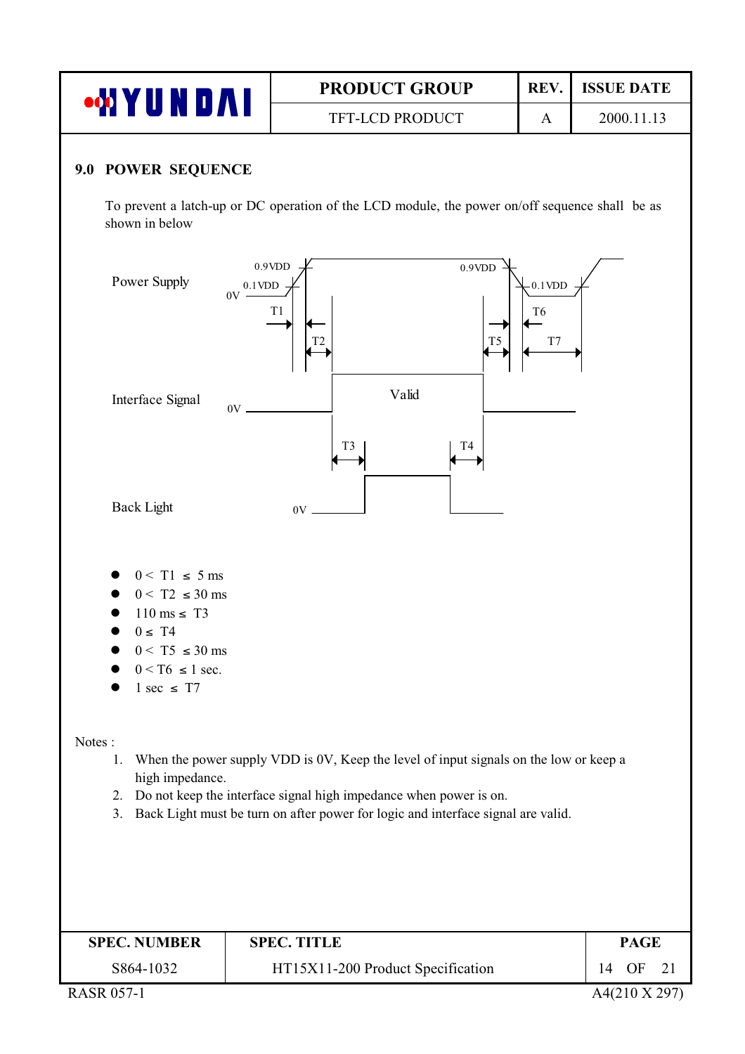## 9.0 POWER SEQUENCE

To prevent a latch-up or DC operation of the LCD module, the power on/off sequence shall be as shown in below

Power Supply 0V 0.1VDD 0.9VDD T1 T2 0.9VDD 0.1VDD T5 T6 T7

Interface Signal 0V Valid T3 T4

Back Light 0V

- $0 < T1 \leq 5$ ms
- $0 < T2 \leq 30$ ms
- $110$ ms $\leq T3$
- $0 \leq T4$
- $0 < T5 \leq 30$ ms
- $0 < T6 \leq 1$ sec.
- $1$ sec $\leq T7$

Notes :

1. When the power supply VDD is 0V, Keep the level of input signals on the low or keep a high impedance.
2. Do not keep the interface signal high impedance when power is on.
3. Back Light must be turn on after power for logic and interface signal are valid.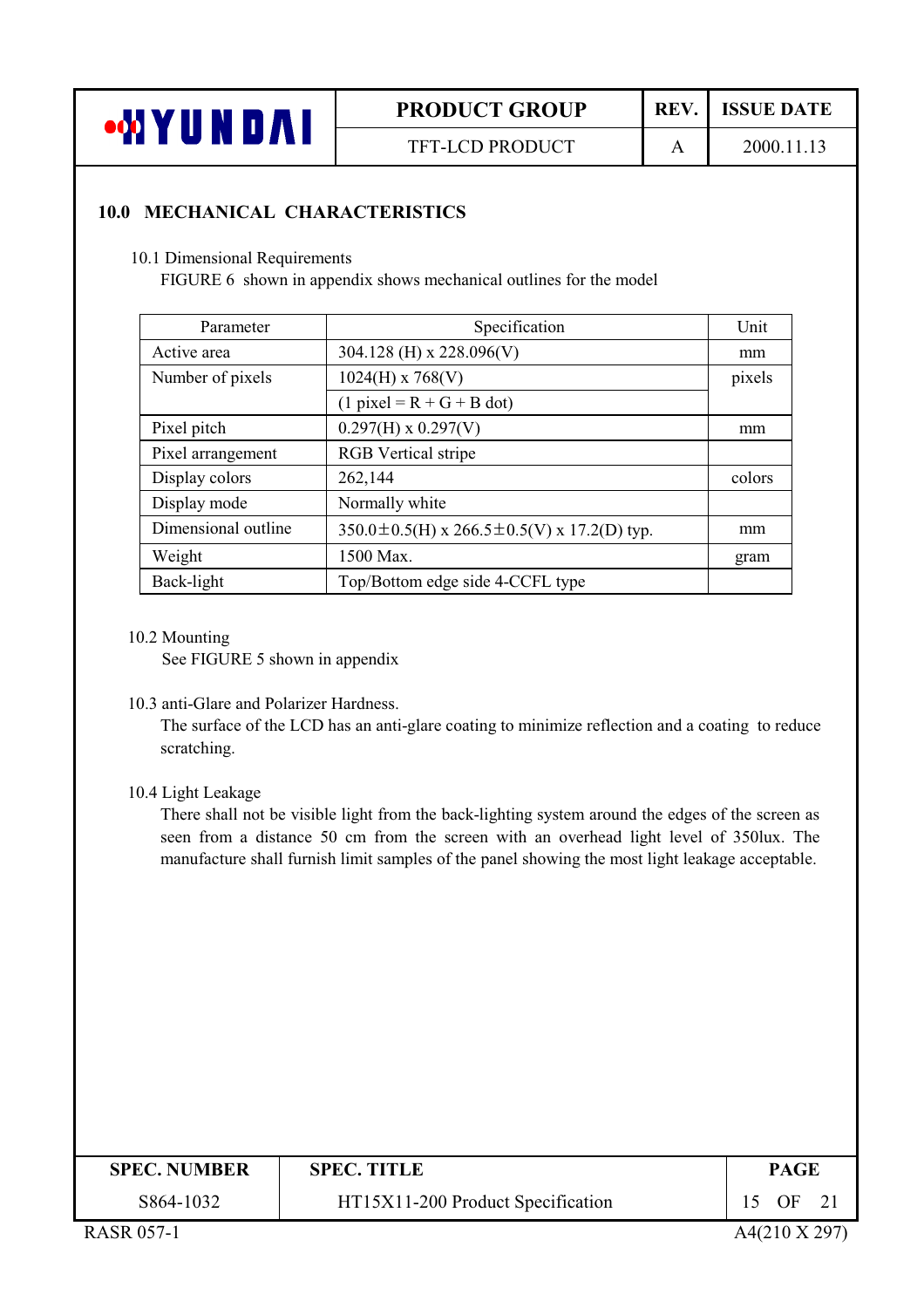## 10.0 MECHANICAL CHARACTERISTICS

10.1 Dimensional Requirements

FIGURE 6 shown in appendix shows mechanical outlines for the model

| Parameter | Specification | Unit |
|---|---|---|
| Active area | 304.128 (H) x 228.096(V) | mm |
| Number of pixels | 1024(H) x 768(V) | pixels |
| | (1 pixel = R + G + B dot) | |
| Pixel pitch | 0.297(H) x 0.297(V) | mm |
| Pixel arrangement | RGB Vertical stripe | |
| Display colors | 262,144 | colors |
| Display mode | Normally white | |
| Dimensional outline | 350.0±0.5(H) x 266.5±0.5(V) x 17.2(D) typ. | mm |
| Weight | 1500 Max. | gram |
| Back-light | Top/Bottom edge side 4-CCFL type | |

10.2 Mounting

See FIGURE 5 shown in appendix

10.3 anti-Glare and Polarizer Hardness.

The surface of the LCD has an anti-glare coating to minimize reflection and a coating to reduce scratching.

10.4 Light Leakage

There shall not be visible light from the back-lighting system around the edges of the screen as seen from a distance 50 cm from the screen with an overhead light level of 350lux. The manufacture shall furnish limit samples of the panel showing the most light leakage acceptable.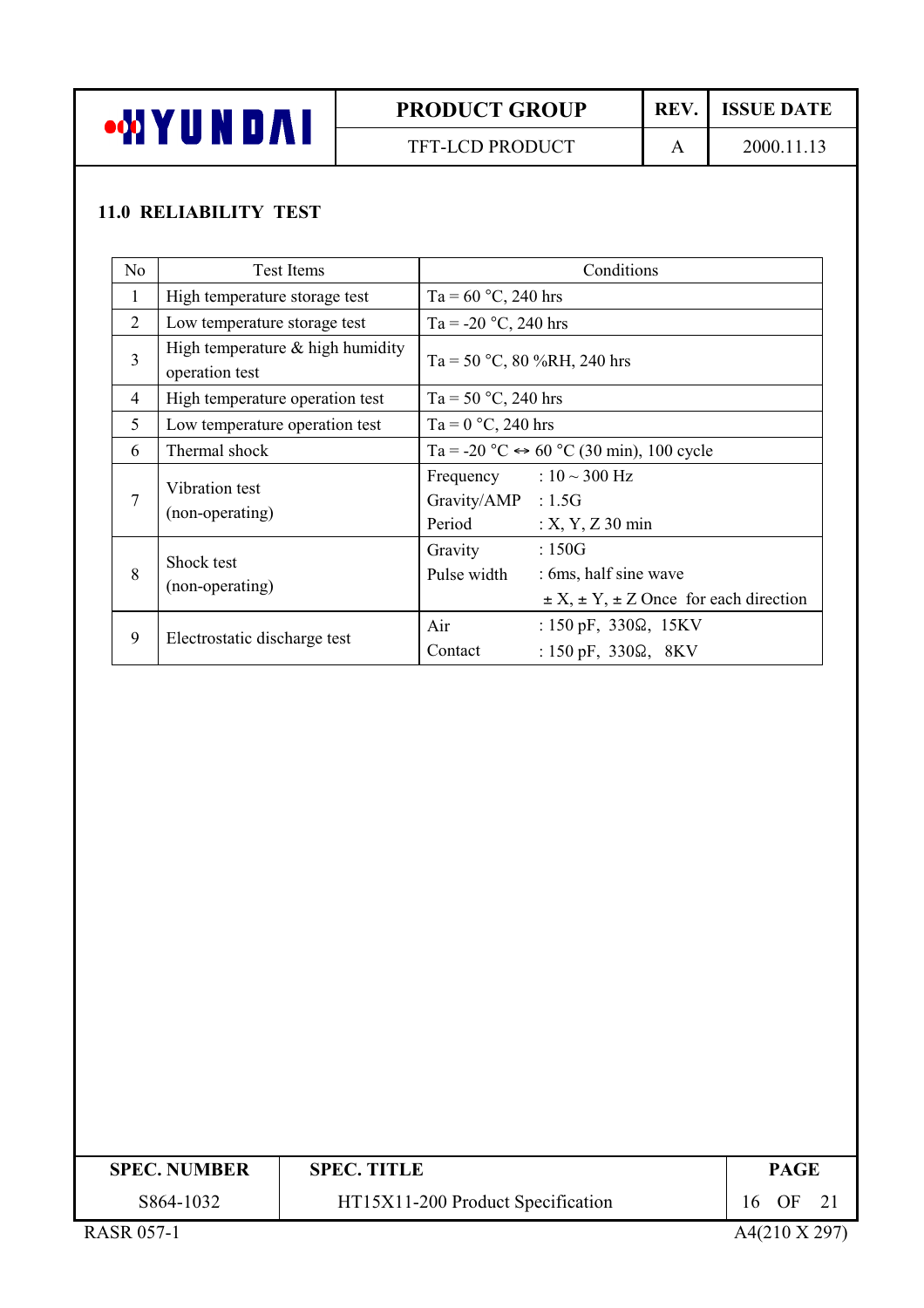## 11.0 RELIABILITY TEST

| No | Test Items | Conditions |
|---|---|---|
| 1 | High temperature storage test | Ta = 60 °C, 240 hrs |
| 2 | Low temperature storage test | Ta = -20 °C, 240 hrs |
| 3 | High temperature & high humidity operation test | Ta = 50 °C, 80 %RH, 240 hrs |
| 4 | High temperature operation test | Ta = 50 °C, 240 hrs |
| 5 | Low temperature operation test | Ta = 0 °C, 240 hrs |
| 6 | Thermal shock | Ta = -20 °C ↔ 60 °C (30 min), 100 cycle |
| 7 | Vibration test (non-operating) | Frequency : 10 ~ 300 Hz<br>Gravity/AMP : 1.5G<br>Period : X, Y, Z 30 min |
| 8 | Shock test (non-operating) | Gravity : 150G<br>Pulse width : 6ms, half sine wave<br>± X, ± Y, ± Z Once for each direction |
| 9 | Electrostatic discharge test | Air : 150 pF, 330Ω, 15KV<br>Contact : 150 pF, 330Ω, 8KV |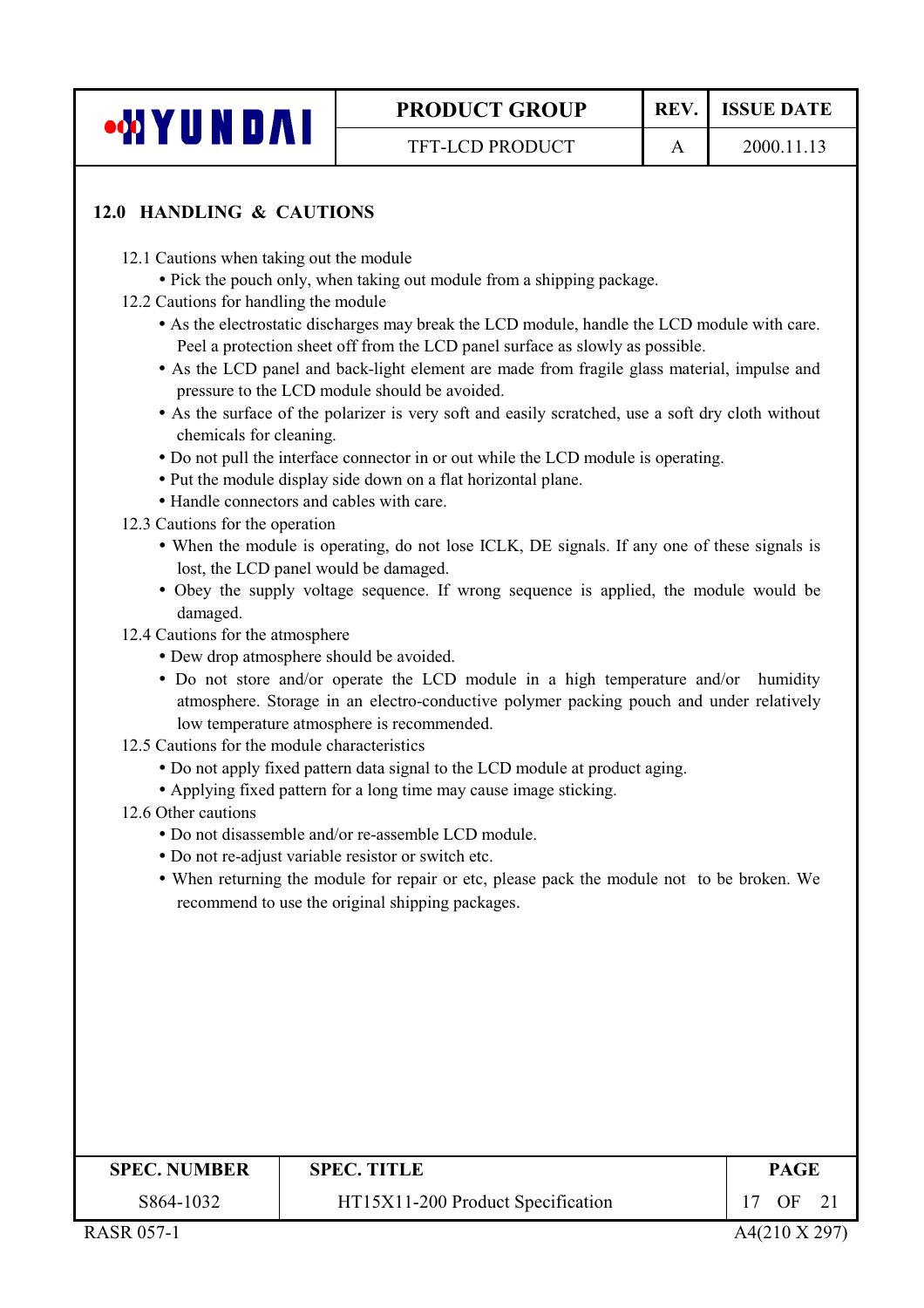## 12.0 HANDLING & CAUTIONS

12.1 Cautions when taking out the module

- Pick the pouch only, when taking out module from a shipping package.

12.2 Cautions for handling the module

- As the electrostatic discharges may break the LCD module, handle the LCD module with care. Peel a protection sheet off from the LCD panel surface as slowly as possible.
- As the LCD panel and back-light element are made from fragile glass material, impulse and pressure to the LCD module should be avoided.
- As the surface of the polarizer is very soft and easily scratched, use a soft dry cloth without chemicals for cleaning.
- Do not pull the interface connector in or out while the LCD module is operating.
- Put the module display side down on a flat horizontal plane.
- Handle connectors and cables with care.

12.3 Cautions for the operation

- When the module is operating, do not lose ICLK, DE signals. If any one of these signals is lost, the LCD panel would be damaged.
- Obey the supply voltage sequence. If wrong sequence is applied, the module would be damaged.

12.4 Cautions for the atmosphere

- Dew drop atmosphere should be avoided.
- Do not store and/or operate the LCD module in a high temperature and/or humidity atmosphere. Storage in an electro-conductive polymer packing pouch and under relatively low temperature atmosphere is recommended.

12.5 Cautions for the module characteristics

- Do not apply fixed pattern data signal to the LCD module at product aging.
- Applying fixed pattern for a long time may cause image sticking.

12.6 Other cautions

- Do not disassemble and/or re-assemble LCD module.
- Do not re-adjust variable resistor or switch etc.
- When returning the module for repair or etc, please pack the module not to be broken. We recommend to use the original shipping packages.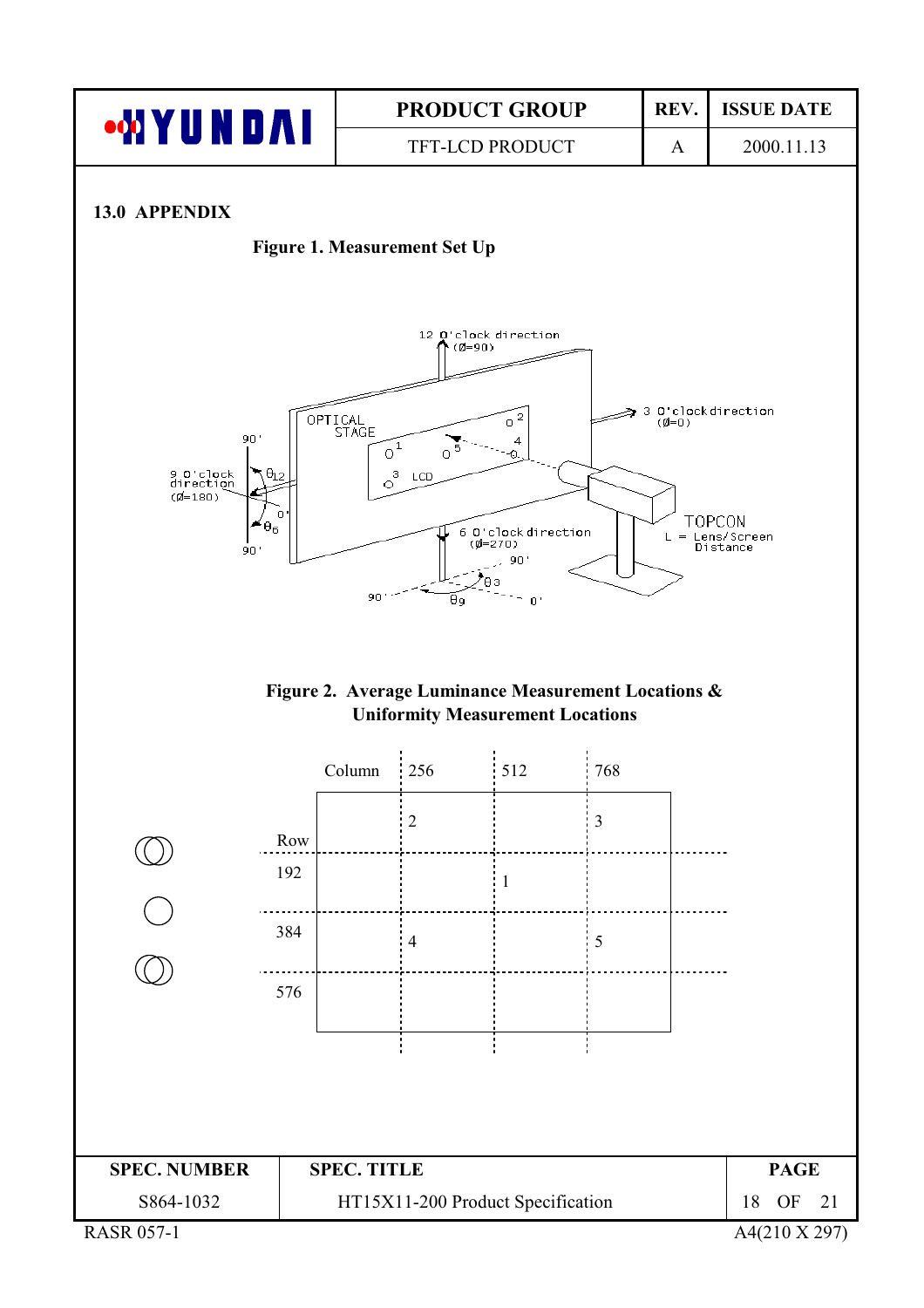## 13.0 APPENDIX

**Figure 1. Measurement Set Up**

**Figure 2. Average Luminance Measurement Locations & Uniformity Measurement Locations**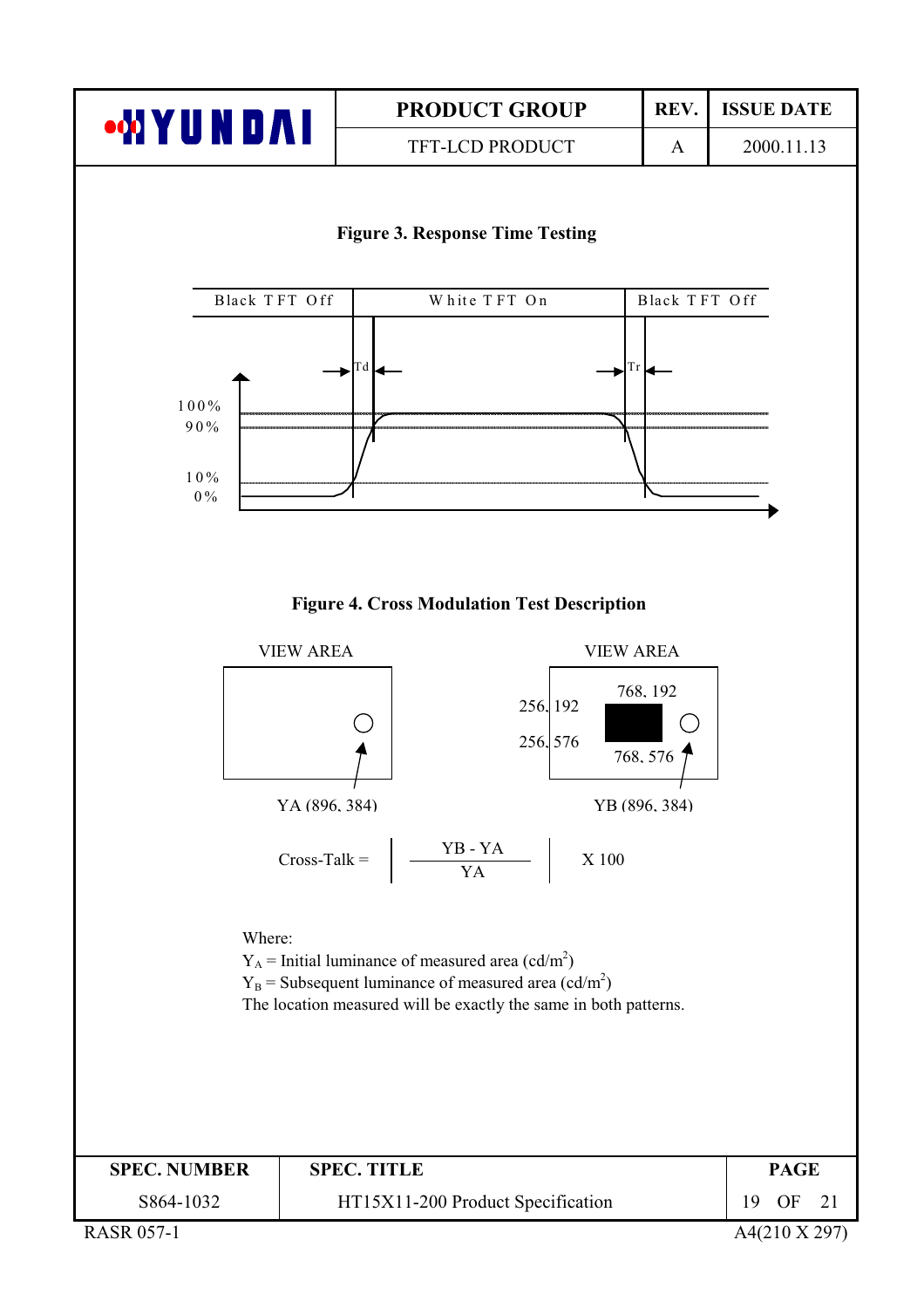**Figure 3. Response Time Testing**

| Black TFT Off | White TFT On | Black TFT Off |
|---|---|---|

Td    Tr

100%
90%
10%
0%

**Figure 4. Cross Modulation Test Description**

VIEW AREA

YA (896, 384)

VIEW AREA

256, 192    768, 192
256, 576    768, 576

YB (896, 384)

$$\text{Cross-Talk} = \left| \frac{YB - YA}{YA} \right| \times 100$$

Where:

$Y_A$ = Initial luminance of measured area (cd/$m^2$)

$Y_B$ = Subsequent luminance of measured area (cd/$m^2$)

The location measured will be exactly the same in both patterns.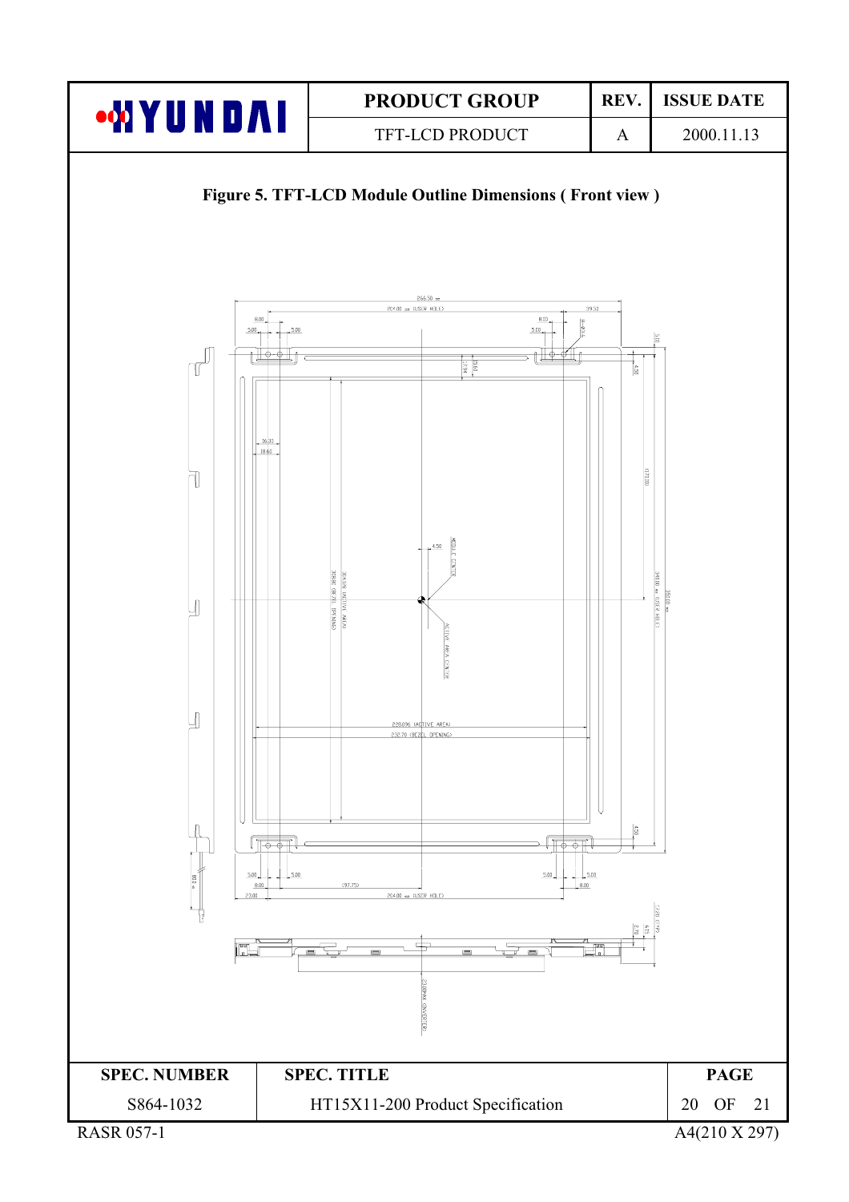**Figure 5. TFT-LCD Module Outline Dimensions ( Front view )**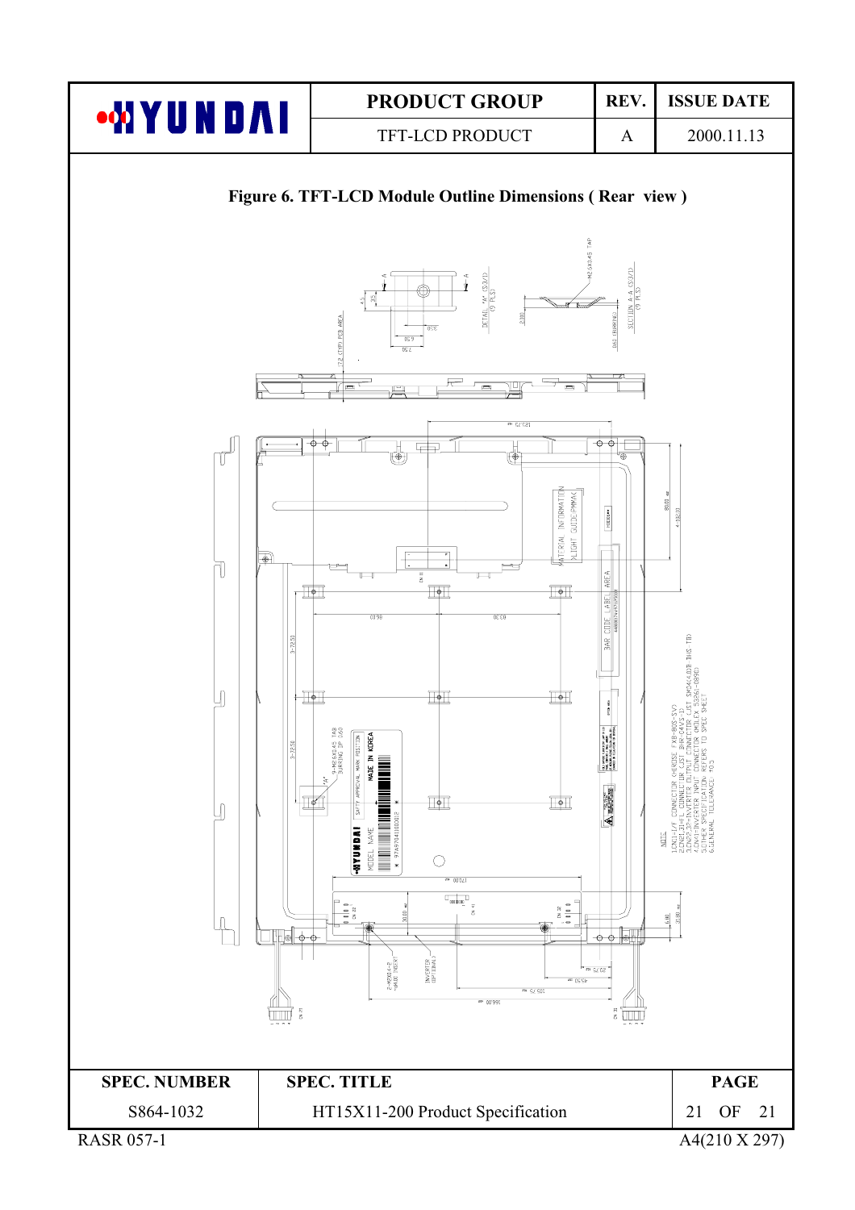**Figure 6. TFT-LCD Module Outline Dimensions ( Rear view )**

NOTE
1.CN11-I/F CONNECTOR (HIROSE FX8-80S-SV)
2.CN21,31-I/L CONNECTOR (JST BHR-04VS-1)
3.CN22,32-INVERTER OUTPUT CONNECTOR (JST SM04(4.0)B-BHS-TB)
4.CN41-INVERTER INPUT CONNECTOR (MOLEX 53261-0990)
5.OTHER SPECIFICATION REFERS TO SPEC SHEET
6.GENERAL TOLERANCE ±0.5